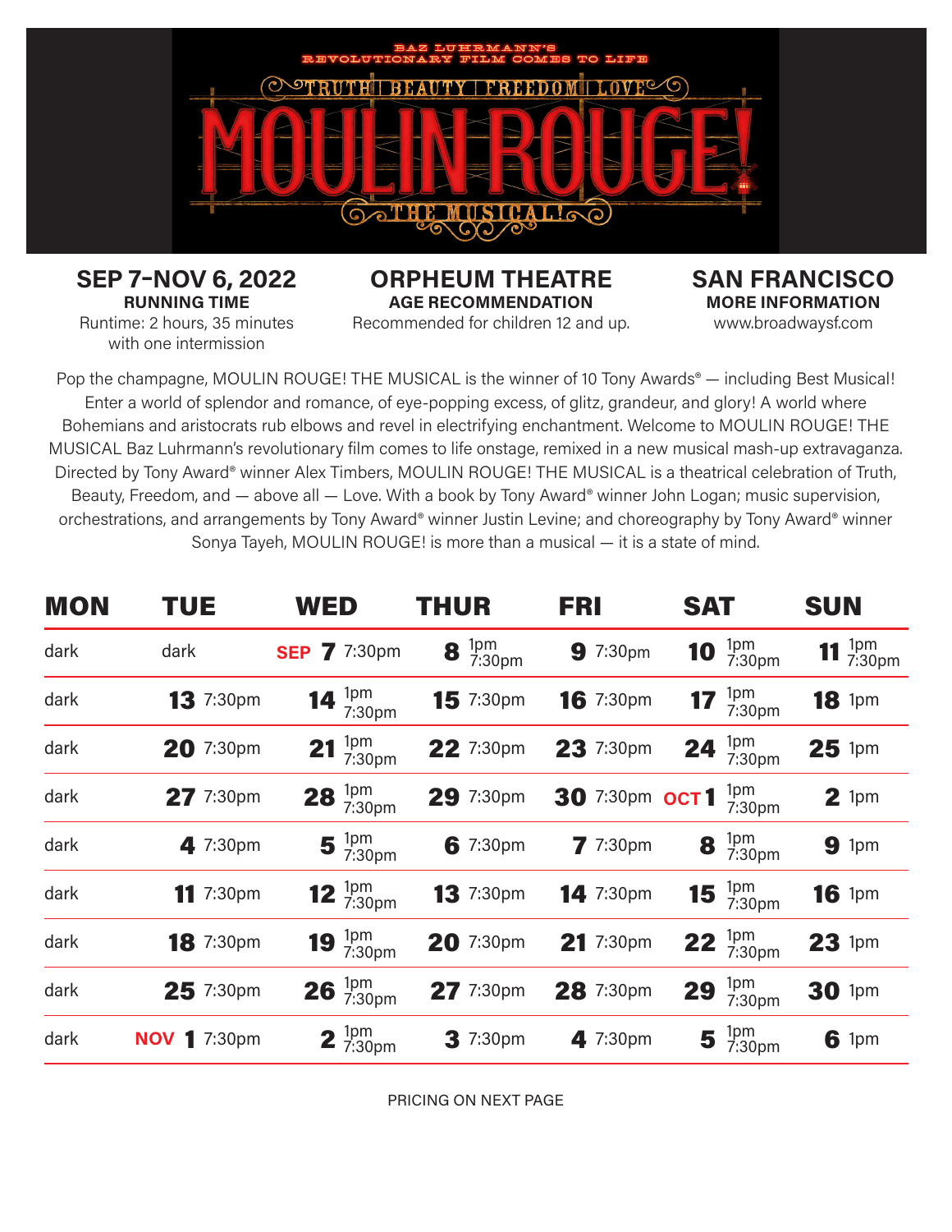BAZ LUHRMANN'S REVOLUTIONARY FILM COMES TO LIFE

TRUTH | BEAUTY | FREEDOM | LOVE

# MOULIN ROUGE!

THE MUSICAL!

## SEP 7–NOV 6, 2022

**RUNNING TIME**
Runtime: 2 hours, 35 minutes with one intermission

## ORPHEUM THEATRE

**AGE RECOMMENDATION**
Recommended for children 12 and up.

## SAN FRANCISCO

**MORE INFORMATION**
www.broadwaysf.com

Pop the champagne, MOULIN ROUGE! THE MUSICAL is the winner of 10 Tony Awards® — including Best Musical! Enter a world of splendor and romance, of eye-popping excess, of glitz, grandeur, and glory! A world where Bohemians and aristocrats rub elbows and revel in electrifying enchantment. Welcome to MOULIN ROUGE! THE MUSICAL Baz Luhrmann's revolutionary film comes to life onstage, remixed in a new musical mash-up extravaganza. Directed by Tony Award® winner Alex Timbers, MOULIN ROUGE! THE MUSICAL is a theatrical celebration of Truth, Beauty, Freedom, and — above all — Love. With a book by Tony Award® winner John Logan; music supervision, orchestrations, and arrangements by Tony Award® winner Justin Levine; and choreography by Tony Award® winner Sonya Tayeh, MOULIN ROUGE! is more than a musical — it is a state of mind.

| MON | TUE | WED | THUR | FRI | SAT | SUN |
|---|---|---|---|---|---|---|
| dark | dark | **SEP 7** 7:30pm | **8** 1pm 7:30pm | **9** 7:30pm | **10** 1pm 7:30pm | **11** 1pm 7:30pm |
| dark | **13** 7:30pm | **14** 1pm 7:30pm | **15** 7:30pm | **16** 7:30pm | **17** 1pm 7:30pm | **18** 1pm |
| dark | **20** 7:30pm | **21** 1pm 7:30pm | **22** 7:30pm | **23** 7:30pm | **24** 1pm 7:30pm | **25** 1pm |
| dark | **27** 7:30pm | **28** 1pm 7:30pm | **29** 7:30pm | **30** 7:30pm | **OCT 1** 1pm 7:30pm | **2** 1pm |
| dark | **4** 7:30pm | **5** 1pm 7:30pm | **6** 7:30pm | **7** 7:30pm | **8** 1pm 7:30pm | **9** 1pm |
| dark | **11** 7:30pm | **12** 1pm 7:30pm | **13** 7:30pm | **14** 7:30pm | **15** 1pm 7:30pm | **16** 1pm |
| dark | **18** 7:30pm | **19** 1pm 7:30pm | **20** 7:30pm | **21** 7:30pm | **22** 1pm 7:30pm | **23** 1pm |
| dark | **25** 7:30pm | **26** 1pm 7:30pm | **27** 7:30pm | **28** 7:30pm | **29** 1pm 7:30pm | **30** 1pm |
| dark | **NOV 1** 7:30pm | **2** 1pm 7:30pm | **3** 7:30pm | **4** 7:30pm | **5** 1pm 7:30pm | **6** 1pm |

PRICING ON NEXT PAGE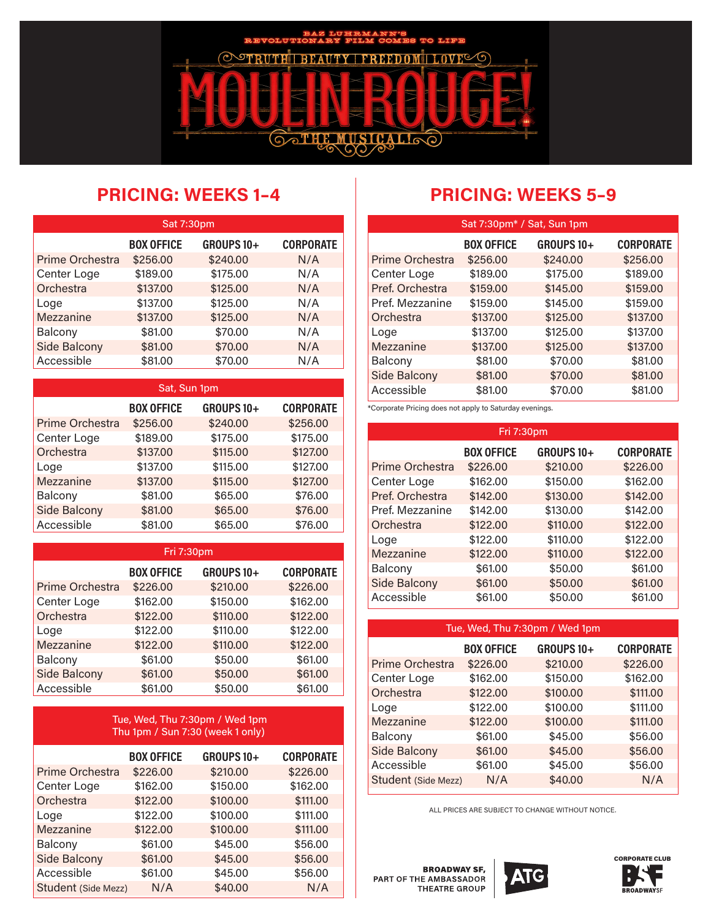BAZ LUHRMANN'S REVOLUTIONARY FILM COMES TO LIFE

TRUTH | BEAUTY | FREEDOM | LOVE

# MOULIN ROUGE! THE MUSICAL!

## PRICING: WEEKS 1-4

| Sat 7:30pm | BOX OFFICE | GROUPS 10+ | CORPORATE |
|---|---|---|---|
| Prime Orchestra | $256.00 | $240.00 | N/A |
| Center Loge | $189.00 | $175.00 | N/A |
| Orchestra | $137.00 | $125.00 | N/A |
| Loge | $137.00 | $125.00 | N/A |
| Mezzanine | $137.00 | $125.00 | N/A |
| Balcony | $81.00 | $70.00 | N/A |
| Side Balcony | $81.00 | $70.00 | N/A |
| Accessible | $81.00 | $70.00 | N/A |

| Sat, Sun 1pm | BOX OFFICE | GROUPS 10+ | CORPORATE |
|---|---|---|---|
| Prime Orchestra | $256.00 | $240.00 | $256.00 |
| Center Loge | $189.00 | $175.00 | $175.00 |
| Orchestra | $137.00 | $115.00 | $127.00 |
| Loge | $137.00 | $115.00 | $127.00 |
| Mezzanine | $137.00 | $115.00 | $127.00 |
| Balcony | $81.00 | $65.00 | $76.00 |
| Side Balcony | $81.00 | $65.00 | $76.00 |
| Accessible | $81.00 | $65.00 | $76.00 |

| Fri 7:30pm | BOX OFFICE | GROUPS 10+ | CORPORATE |
|---|---|---|---|
| Prime Orchestra | $226.00 | $210.00 | $226.00 |
| Center Loge | $162.00 | $150.00 | $162.00 |
| Orchestra | $122.00 | $110.00 | $122.00 |
| Loge | $122.00 | $110.00 | $122.00 |
| Mezzanine | $122.00 | $110.00 | $122.00 |
| Balcony | $61.00 | $50.00 | $61.00 |
| Side Balcony | $61.00 | $50.00 | $61.00 |
| Accessible | $61.00 | $50.00 | $61.00 |

| Tue, Wed, Thu 7:30pm / Wed 1pm Thu 1pm / Sun 7:30 (week 1 only) | BOX OFFICE | GROUPS 10+ | CORPORATE |
|---|---|---|---|
| Prime Orchestra | $226.00 | $210.00 | $226.00 |
| Center Loge | $162.00 | $150.00 | $162.00 |
| Orchestra | $122.00 | $100.00 | $111.00 |
| Loge | $122.00 | $100.00 | $111.00 |
| Mezzanine | $122.00 | $100.00 | $111.00 |
| Balcony | $61.00 | $45.00 | $56.00 |
| Side Balcony | $61.00 | $45.00 | $56.00 |
| Accessible | $61.00 | $45.00 | $56.00 |
| Student (Side Mezz) | N/A | $40.00 | N/A |

## PRICING: WEEKS 5-9

| Sat 7:30pm* / Sat, Sun 1pm | BOX OFFICE | GROUPS 10+ | CORPORATE |
|---|---|---|---|
| Prime Orchestra | $256.00 | $240.00 | $256.00 |
| Center Loge | $189.00 | $175.00 | $189.00 |
| Pref. Orchestra | $159.00 | $145.00 | $159.00 |
| Pref. Mezzanine | $159.00 | $145.00 | $159.00 |
| Orchestra | $137.00 | $125.00 | $137.00 |
| Loge | $137.00 | $125.00 | $137.00 |
| Mezzanine | $137.00 | $125.00 | $137.00 |
| Balcony | $81.00 | $70.00 | $81.00 |
| Side Balcony | $81.00 | $70.00 | $81.00 |
| Accessible | $81.00 | $70.00 | $81.00 |

*Corporate Pricing does not apply to Saturday evenings.

| Fri 7:30pm | BOX OFFICE | GROUPS 10+ | CORPORATE |
|---|---|---|---|
| Prime Orchestra | $226.00 | $210.00 | $226.00 |
| Center Loge | $162.00 | $150.00 | $162.00 |
| Pref. Orchestra | $142.00 | $130.00 | $142.00 |
| Pref. Mezzanine | $142.00 | $130.00 | $142.00 |
| Orchestra | $122.00 | $110.00 | $122.00 |
| Loge | $122.00 | $110.00 | $122.00 |
| Mezzanine | $122.00 | $110.00 | $122.00 |
| Balcony | $61.00 | $50.00 | $61.00 |
| Side Balcony | $61.00 | $50.00 | $61.00 |
| Accessible | $61.00 | $50.00 | $61.00 |

| Tue, Wed, Thu 7:30pm / Wed 1pm | BOX OFFICE | GROUPS 10+ | CORPORATE |
|---|---|---|---|
| Prime Orchestra | $226.00 | $210.00 | $226.00 |
| Center Loge | $162.00 | $150.00 | $162.00 |
| Orchestra | $122.00 | $100.00 | $111.00 |
| Loge | $122.00 | $100.00 | $111.00 |
| Mezzanine | $122.00 | $100.00 | $111.00 |
| Balcony | $61.00 | $45.00 | $56.00 |
| Side Balcony | $61.00 | $45.00 | $56.00 |
| Accessible | $61.00 | $45.00 | $56.00 |
| Student (Side Mezz) | N/A | $40.00 | N/A |

ALL PRICES ARE SUBJECT TO CHANGE WITHOUT NOTICE.

BROADWAY SF, PART OF THE AMBASSADOR THEATRE GROUP

ATG

CORPORATE CLUB BROADWAYSF